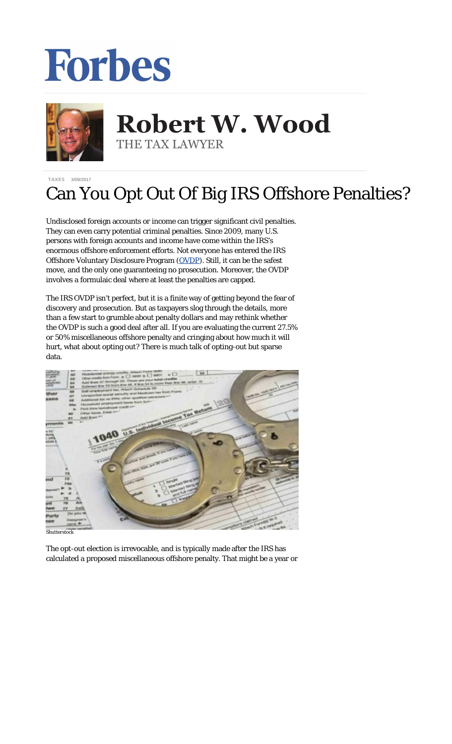# Forbes

**Robert W. Wood**
THE TAX LAWYER

TAXES 3/09/2017

# Can You Opt Out Of Big IRS Offshore Penalties?

Undisclosed foreign accounts or income can trigger significant civil penalties. They can even carry potential criminal penalties. Since 2009, many U.S. persons with foreign accounts and income have come within the IRS's enormous offshore enforcement efforts. Not everyone has entered the IRS Offshore Voluntary Disclosure Program (OVDP). Still, it can be the safest move, and the only one guaranteeing no prosecution. Moreover, the OVDP involves a formulaic deal where at least the penalties are capped.

The IRS OVDP isn't perfect, but it is a finite way of getting beyond the fear of discovery and prosecution. But as taxpayers slog through the details, more than a few start to grumble about penalty dollars and may rethink whether the OVDP is such a good deal after all. If you are evaluating the current 27.5% or 50% miscellaneous offshore penalty and cringing about how much it will hurt, what about opting out? There is much talk of opting-out but sparse data.

Shutterstock

The opt-out election is irrevocable, and is typically made after the IRS has calculated a proposed miscellaneous offshore penalty. That might be a year or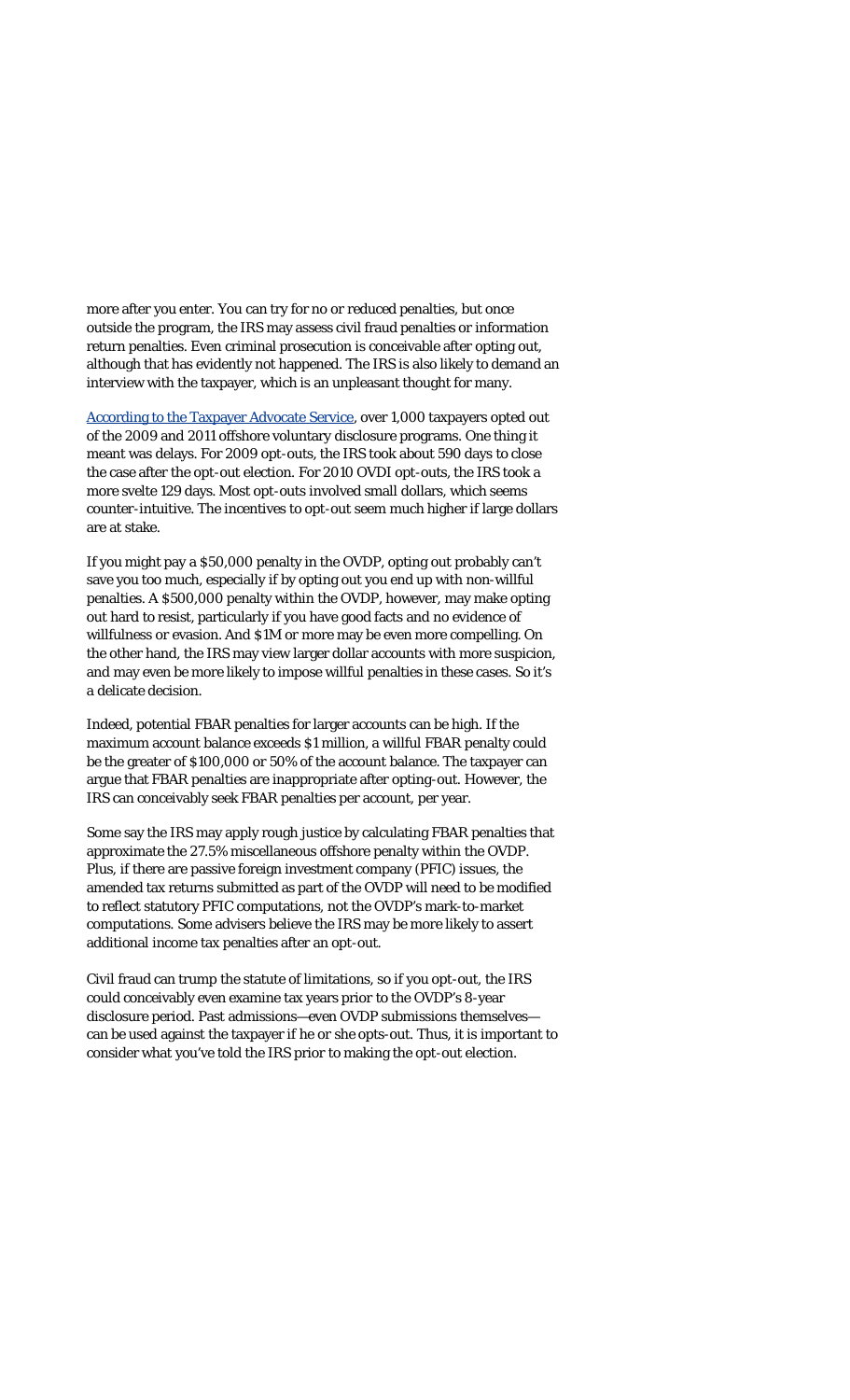more after you enter. You can try for no or reduced penalties, but once outside the program, the IRS may assess civil fraud penalties or information return penalties. Even criminal prosecution is conceivable after opting out, although that has evidently not happened. The IRS is also likely to demand an interview with the taxpayer, which is an unpleasant thought for many.

[According to the Taxpayer Advocate Service], over 1,000 taxpayers opted out of the 2009 and 2011 offshore voluntary disclosure programs. One thing it meant was delays. For 2009 opt-outs, the IRS took about 590 days to close the case after the opt-out election. For 2010 OVDI opt-outs, the IRS took a more svelte 129 days. Most opt-outs involved small dollars, which seems counter-intuitive. The incentives to opt-out seem much higher if large dollars are at stake.

If you might pay a $50,000 penalty in the OVDP, opting out probably can't save you too much, especially if by opting out you end up with non-willful penalties. A $500,000 penalty within the OVDP, however, may make opting out hard to resist, particularly if you have good facts and no evidence of willfulness or evasion. And $1M or more may be even more compelling. On the other hand, the IRS may view larger dollar accounts with more suspicion, and may even be more likely to impose willful penalties in these cases. So it's a delicate decision.

Indeed, potential FBAR penalties for larger accounts can be high. If the maximum account balance exceeds $1 million, a willful FBAR penalty could be the greater of $100,000 or 50% of the account balance. The taxpayer can argue that FBAR penalties are inappropriate after opting-out. However, the IRS can conceivably seek FBAR penalties per account, per year.

Some say the IRS may apply rough justice by calculating FBAR penalties that approximate the 27.5% miscellaneous offshore penalty within the OVDP. Plus, if there are passive foreign investment company (PFIC) issues, the amended tax returns submitted as part of the OVDP will need to be modified to reflect statutory PFIC computations, not the OVDP's mark-to-market computations. Some advisers believe the IRS may be more likely to assert additional income tax penalties after an opt-out.

Civil fraud can trump the statute of limitations, so if you opt-out, the IRS could conceivably even examine tax years prior to the OVDP's 8-year disclosure period. Past admissions—even OVDP submissions themselves—can be used against the taxpayer if he or she opts-out. Thus, it is important to consider what you've told the IRS prior to making the opt-out election.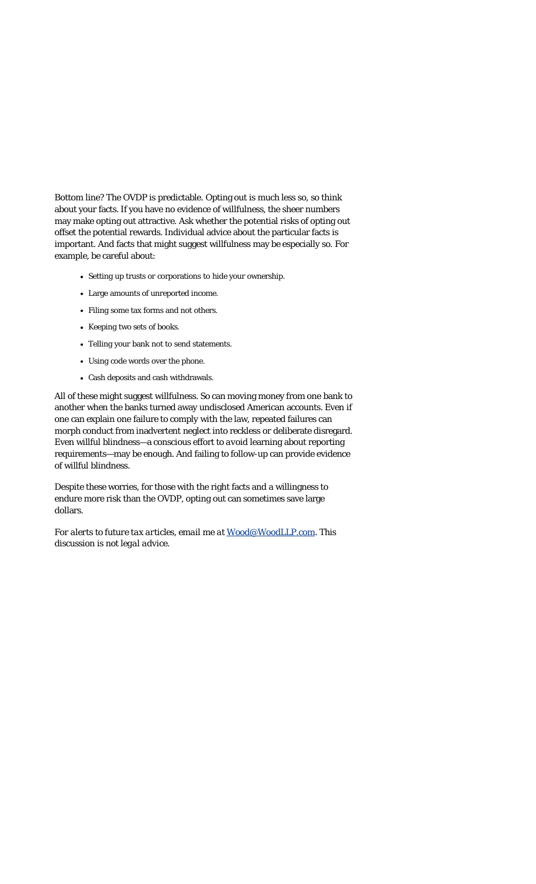Bottom line? The OVDP is predictable. Opting out is much less so, so think about your facts. If you have no evidence of willfulness, the sheer numbers may make opting out attractive. Ask whether the potential risks of opting out offset the potential rewards. Individual advice about the particular facts is important. And facts that might suggest willfulness may be especially so. For example, be careful about:

- Setting up trusts or corporations to hide your ownership.
- Large amounts of unreported income.
- Filing some tax forms and not others.
- Keeping two sets of books.
- Telling your bank not to send statements.
- Using code words over the phone.
- Cash deposits and cash withdrawals.

All of these might suggest willfulness. So can moving money from one bank to another when the banks turned away undisclosed American accounts. Even if one can explain one failure to comply with the law, repeated failures can morph conduct from inadvertent neglect into reckless or deliberate disregard. Even willful blindness—a conscious effort to avoid learning about reporting requirements—may be enough. And failing to follow-up can provide evidence of willful blindness.

Despite these worries, for those with the right facts and a willingness to endure more risk than the OVDP, opting out can sometimes save large dollars.

*For alerts to future tax articles, email me at* [Wood@WoodLLP.com](mailto:Wood@WoodLLP.com). *This discussion is not legal advice.*